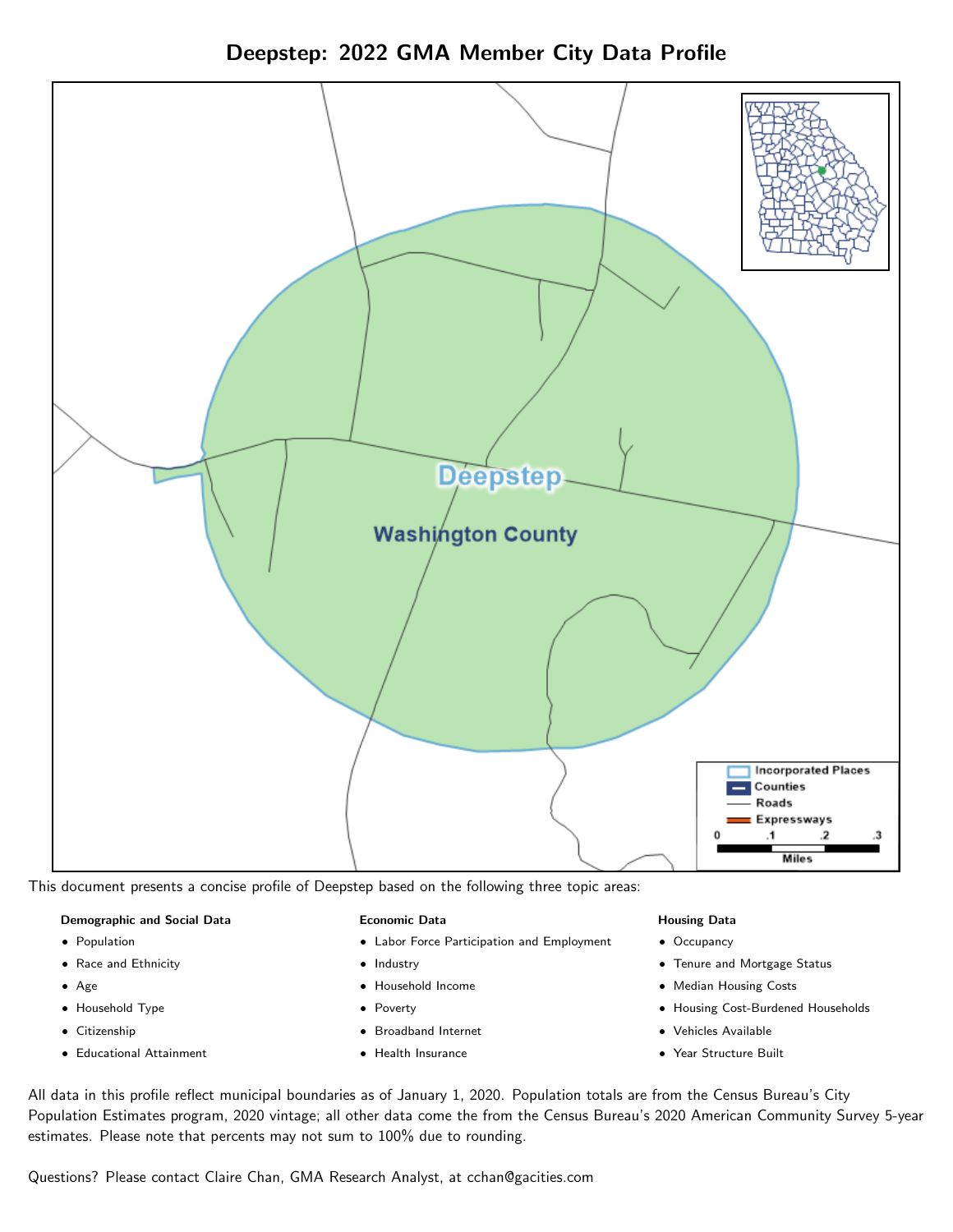# Deepstep: 2022 GMA Member City Data Profile

This document presents a concise profile of Deepstep based on the following three topic areas:

**Demographic and Social Data**

- Population
- Race and Ethnicity
- Age
- Household Type
- Citizenship
- Educational Attainment

**Economic Data**

- Labor Force Participation and Employment
- Industry
- Household Income
- Poverty
- Broadband Internet
- Health Insurance

**Housing Data**

- Occupancy
- Tenure and Mortgage Status
- Median Housing Costs
- Housing Cost-Burdened Households
- Vehicles Available
- Year Structure Built

All data in this profile reflect municipal boundaries as of January 1, 2020. Population totals are from the Census Bureau's City Population Estimates program, 2020 vintage; all other data come the from the Census Bureau's 2020 American Community Survey 5-year estimates. Please note that percents may not sum to 100% due to rounding.

Questions? Please contact Claire Chan, GMA Research Analyst, at cchan@gacities.com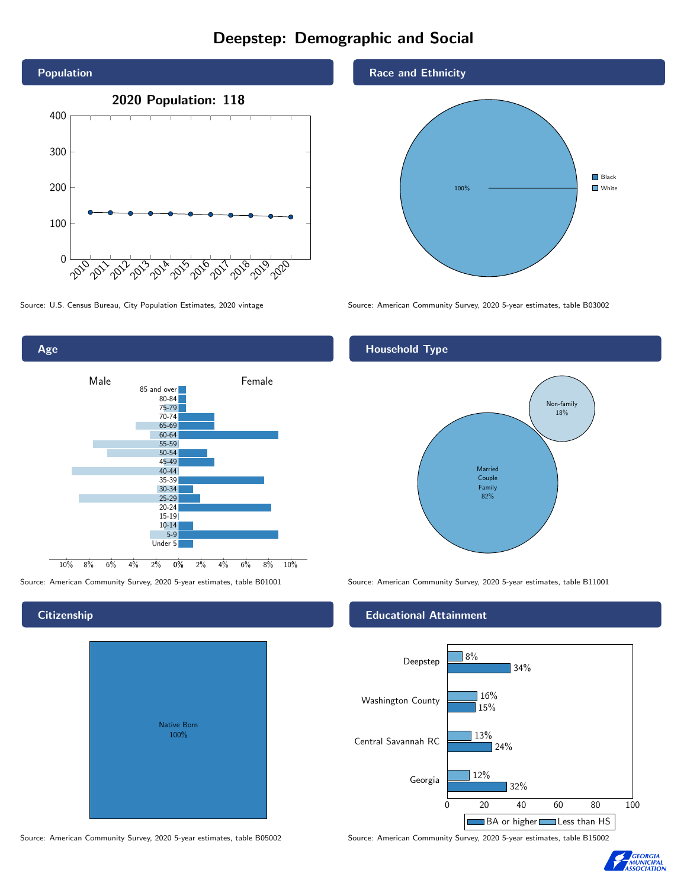# Deepstep: Demographic and Social

## Population

2020 Population: 118

Source: U.S. Census Bureau, City Population Estimates, 2020 vintage

## Race and Ethnicity

100%

Black

White

Source: American Community Survey, 2020 5-year estimates, table B03002

## Age

Male

Female

85 and over, 80-84, 75-79, 70-74, 65-69, 60-64, 55-59, 50-54, 45-49, 40-44, 35-39, 30-34, 25-29, 20-24, 15-19, 10-14, 5-9, Under 5

Source: American Community Survey, 2020 5-year estimates, table B01001

## Household Type

Non-family 18%

Married Couple Family 82%

Source: American Community Survey, 2020 5-year estimates, table B11001

## Citizenship

Native Born 100%

Source: American Community Survey, 2020 5-year estimates, table B05002

## Educational Attainment

| | Less than HS | BA or higher |
|---|---|---|
| Deepstep | 8% | 34% |
| Washington County | 16% | 15% |
| Central Savannah RC | 13% | 24% |
| Georgia | 12% | 32% |

Source: American Community Survey, 2020 5-year estimates, table B15002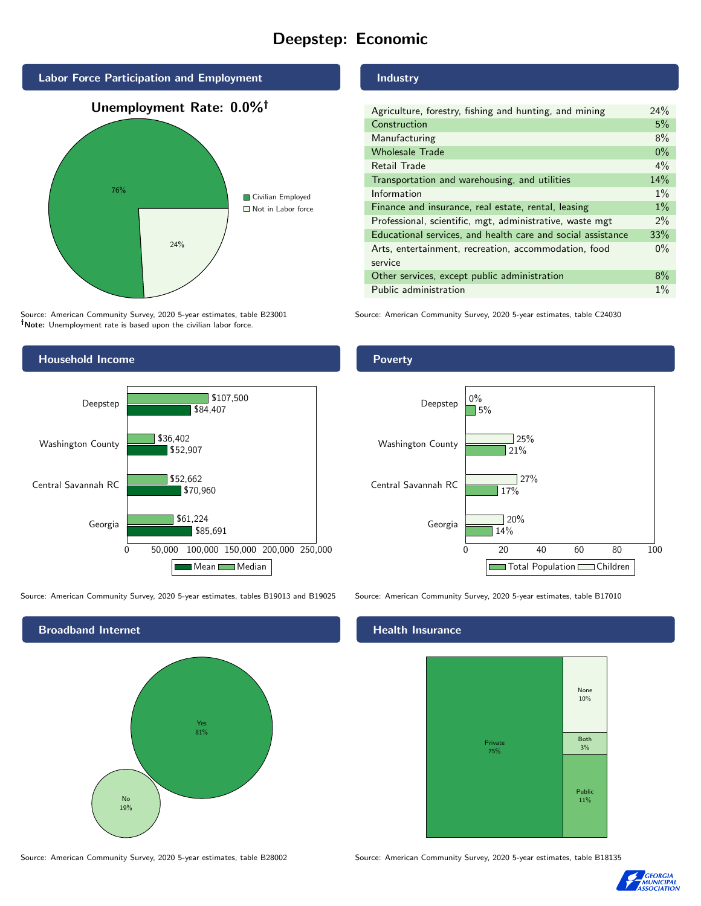# Deepstep: Economic

## Labor Force Participation and Employment

**Unemployment Rate: 0.0%†**

| Category | Percent |
|---|---|
| Civilian Employed | 76% |
| Not in Labor force | 24% |

Source: American Community Survey, 2020 5-year estimates, table B23001
**†Note:** Unemployment rate is based upon the civilian labor force.

## Industry

| Industry | Percent |
|---|---|
| Agriculture, forestry, fishing and hunting, and mining | 24% |
| Construction | 5% |
| Manufacturing | 8% |
| Wholesale Trade | 0% |
| Retail Trade | 4% |
| Transportation and warehousing, and utilities | 14% |
| Information | 1% |
| Finance and insurance, real estate, rental, leasing | 1% |
| Professional, scientific, mgt, administrative, waste mgt | 2% |
| Educational services, and health care and social assistance | 33% |
| Arts, entertainment, recreation, accommodation, food service | 0% |
| Other services, except public administration | 8% |
| Public administration | 1% |

Source: American Community Survey, 2020 5-year estimates, table C24030

## Household Income

| | Median | Mean |
|---|---|---|
| Deepstep | $107,500 | $84,407 |
| Washington County | $36,402 | $52,907 |
| Central Savannah RC | $52,662 | $70,960 |
| Georgia | $61,224 | $85,691 |

Source: American Community Survey, 2020 5-year estimates, tables B19013 and B19025

## Poverty

| | Children | Total Population |
|---|---|---|
| Deepstep | 0% | 5% |
| Washington County | 25% | 21% |
| Central Savannah RC | 27% | 17% |
| Georgia | 20% | 14% |

Source: American Community Survey, 2020 5-year estimates, table B17010

## Broadband Internet

| | Percent |
|---|---|
| Yes | 81% |
| No | 19% |

Source: American Community Survey, 2020 5-year estimates, table B28002

## Health Insurance

| | Percent |
|---|---|
| Private | 75% |
| Public | 11% |
| Both | 3% |
| None | 10% |

Source: American Community Survey, 2020 5-year estimates, table B18135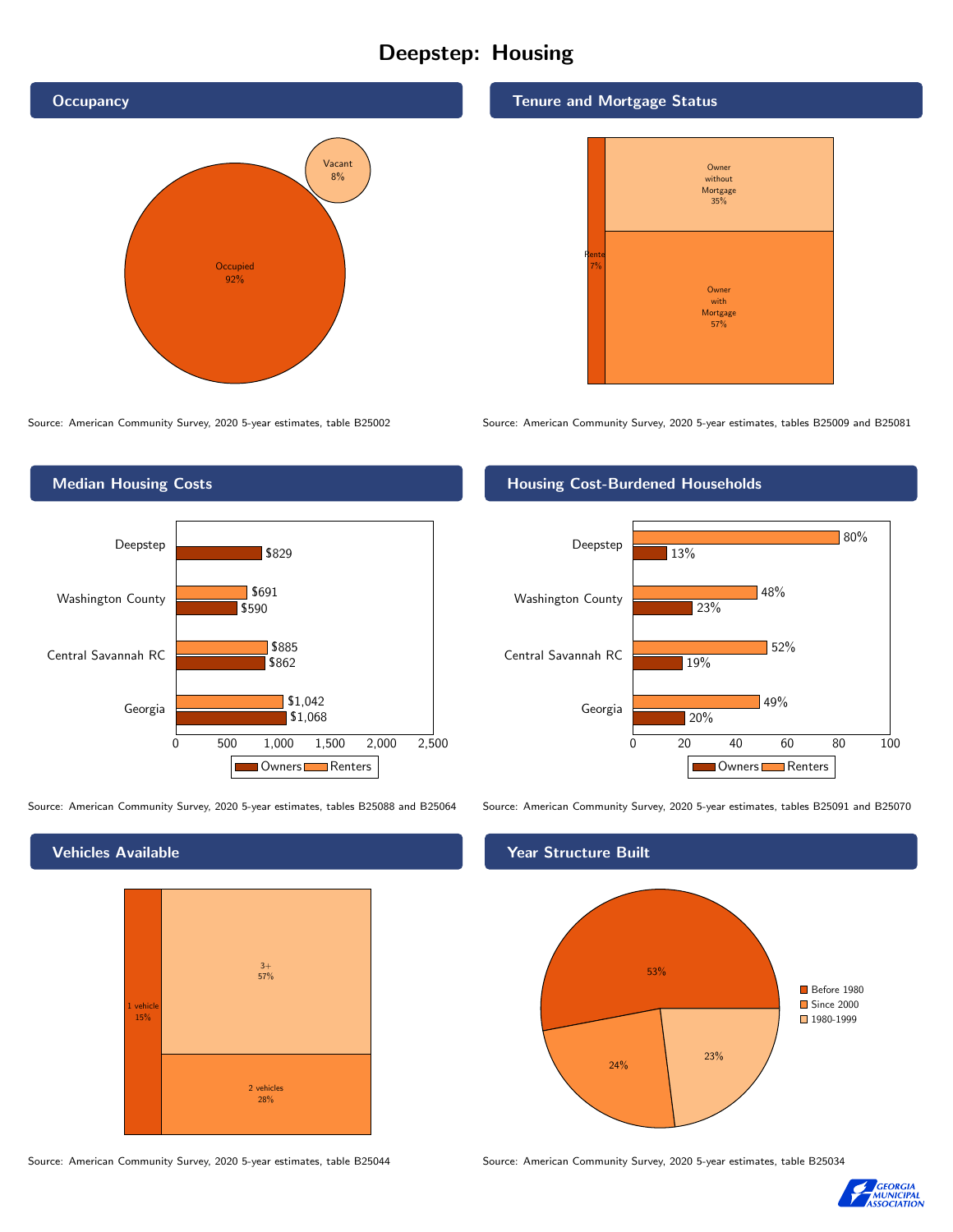# Deepstep: Housing

## Occupancy

Vacant
8%

Occupied
92%

Source: American Community Survey, 2020 5-year estimates, table B25002

## Tenure and Mortgage Status

Renter
7%

Owner without Mortgage
35%

Owner with Mortgage
57%

Source: American Community Survey, 2020 5-year estimates, tables B25009 and B25081

## Median Housing Costs

Deepstep
$829

Washington County
$691
$590

Central Savannah RC
$885
$862

Georgia
$1,042
$1,068

0 500 1,000 1,500 2,000 2,500

Owners Renters

Source: American Community Survey, 2020 5-year estimates, tables B25088 and B25064

## Housing Cost-Burdened Households

Deepstep
80%
13%

Washington County
48%
23%

Central Savannah RC
52%
19%

Georgia
49%
20%

0 20 40 60 80 100

Owners Renters

Source: American Community Survey, 2020 5-year estimates, tables B25091 and B25070

## Vehicles Available

1 vehicle
15%

3+
57%

2 vehicles
28%

Source: American Community Survey, 2020 5-year estimates, table B25044

## Year Structure Built

53%

24%

23%

Before 1980
Since 2000
1980-1999

Source: American Community Survey, 2020 5-year estimates, table B25034